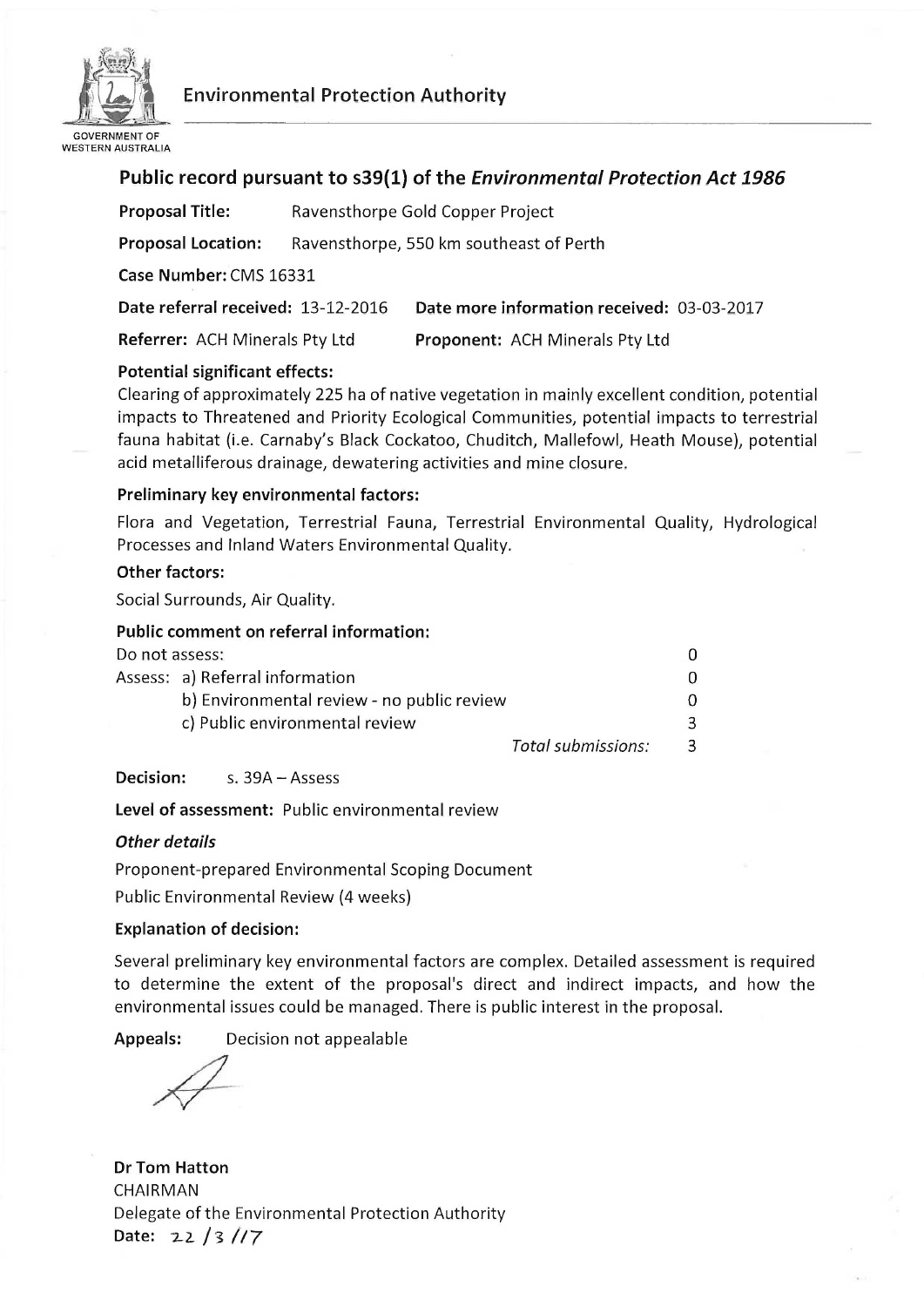Environmental Protection Authority

GOVERNMENT OF WESTERN AUSTRALIA

## Public record pursuant to s39(1) of the *Environmental Protection Act 1986*

**Proposal Title:** Ravensthorpe Gold Copper Project

**Proposal Location:** Ravensthorpe, 550 km southeast of Perth

**Case Number:** CMS 16331

**Date referral received:** 13-12-2016 **Date more information received:** 03-03-2017

**Referrer:** ACH Minerals Pty Ltd **Proponent:** ACH Minerals Pty Ltd

**Potential significant effects:**

Clearing of approximately 225 ha of native vegetation in mainly excellent condition, potential impacts to Threatened and Priority Ecological Communities, potential impacts to terrestrial fauna habitat (i.e. Carnaby's Black Cockatoo, Chuditch, Mallefowl, Heath Mouse), potential acid metalliferous drainage, dewatering activities and mine closure.

**Preliminary key environmental factors:**

Flora and Vegetation, Terrestrial Fauna, Terrestrial Environmental Quality, Hydrological Processes and Inland Waters Environmental Quality.

**Other factors:**

Social Surrounds, Air Quality.

**Public comment on referral information:**

| | |
|---|---|
| Do not assess: | 0 |
| Assess: a) Referral information | 0 |
| b) Environmental review - no public review | 0 |
| c) Public environmental review | 3 |
| *Total submissions:* | 3 |

**Decision:** s. 39A – Assess

**Level of assessment:** Public environmental review

***Other details***

Proponent-prepared Environmental Scoping Document

Public Environmental Review (4 weeks)

**Explanation of decision:**

Several preliminary key environmental factors are complex. Detailed assessment is required to determine the extent of the proposal's direct and indirect impacts, and how the environmental issues could be managed. There is public interest in the proposal.

**Appeals:** Decision not appealable

**Dr Tom Hatton**
CHAIRMAN
Delegate of the Environmental Protection Authority
**Date:** 22 / 3 / 17